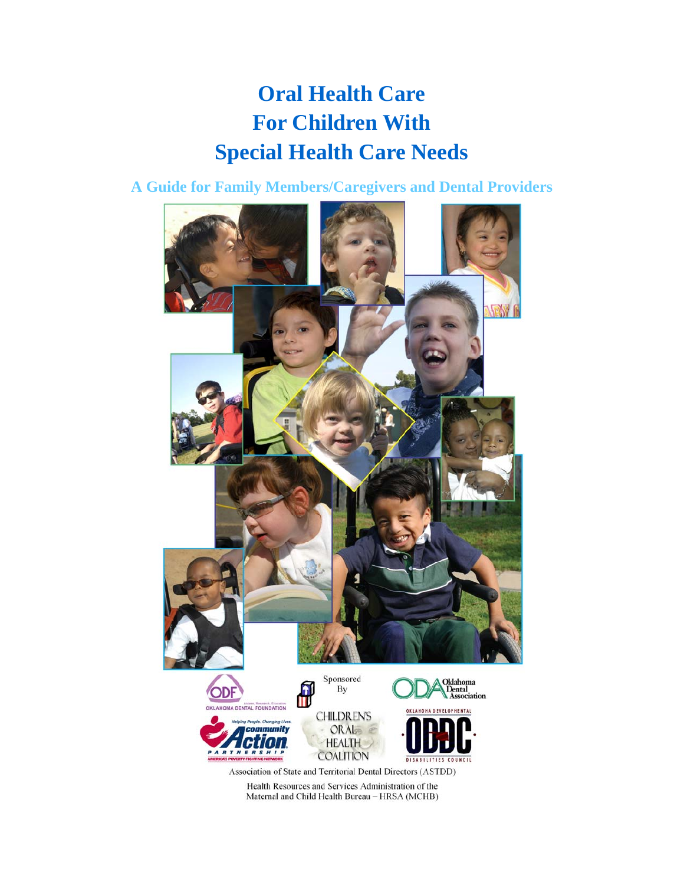# Oral Health Care For Children With Special Health Care Needs

## A Guide for Family Members/Caregivers and Dental Providers

Sponsored By

Association of State and Territorial Dental Directors (ASTDD)

Health Resources and Services Administration of the Maternal and Child Health Bureau – HRSA (MCHB)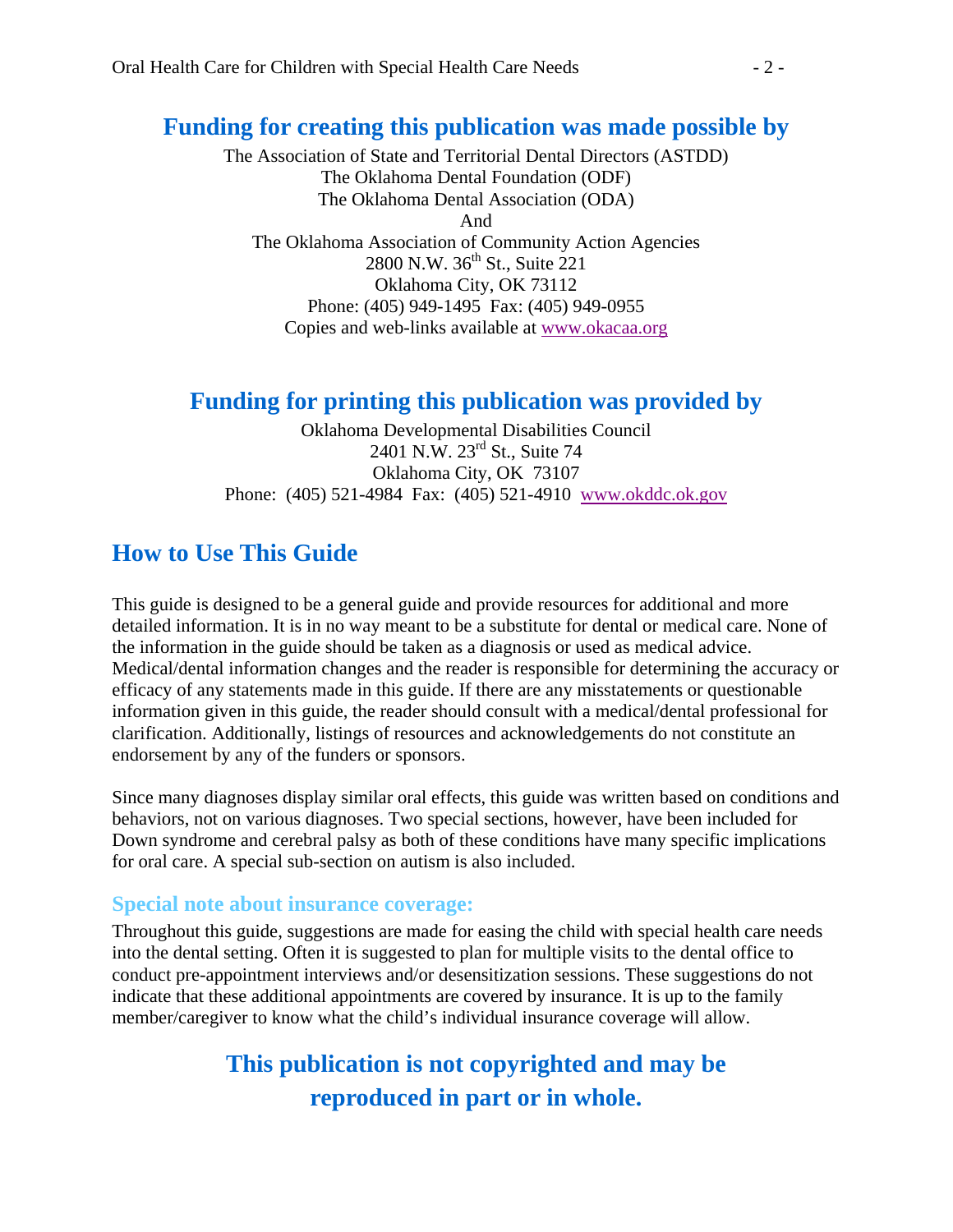## Funding for creating this publication was made possible by

The Association of State and Territorial Dental Directors (ASTDD)
The Oklahoma Dental Foundation (ODF)
The Oklahoma Dental Association (ODA)
And
The Oklahoma Association of Community Action Agencies
2800 N.W. 36th St., Suite 221
Oklahoma City, OK 73112
Phone: (405) 949-1495 Fax: (405) 949-0955
Copies and web-links available at www.okacaa.org

## Funding for printing this publication was provided by

Oklahoma Developmental Disabilities Council
2401 N.W. 23rd St., Suite 74
Oklahoma City, OK 73107
Phone: (405) 521-4984 Fax: (405) 521-4910 www.okddc.ok.gov

## How to Use This Guide

This guide is designed to be a general guide and provide resources for additional and more detailed information. It is in no way meant to be a substitute for dental or medical care. None of the information in the guide should be taken as a diagnosis or used as medical advice. Medical/dental information changes and the reader is responsible for determining the accuracy or efficacy of any statements made in this guide. If there are any misstatements or questionable information given in this guide, the reader should consult with a medical/dental professional for clarification. Additionally, listings of resources and acknowledgements do not constitute an endorsement by any of the funders or sponsors.

Since many diagnoses display similar oral effects, this guide was written based on conditions and behaviors, not on various diagnoses. Two special sections, however, have been included for Down syndrome and cerebral palsy as both of these conditions have many specific implications for oral care. A special sub-section on autism is also included.

### Special note about insurance coverage:

Throughout this guide, suggestions are made for easing the child with special health care needs into the dental setting. Often it is suggested to plan for multiple visits to the dental office to conduct pre-appointment interviews and/or desensitization sessions. These suggestions do not indicate that these additional appointments are covered by insurance. It is up to the family member/caregiver to know what the child's individual insurance coverage will allow.

## This publication is not copyrighted and may be reproduced in part or in whole.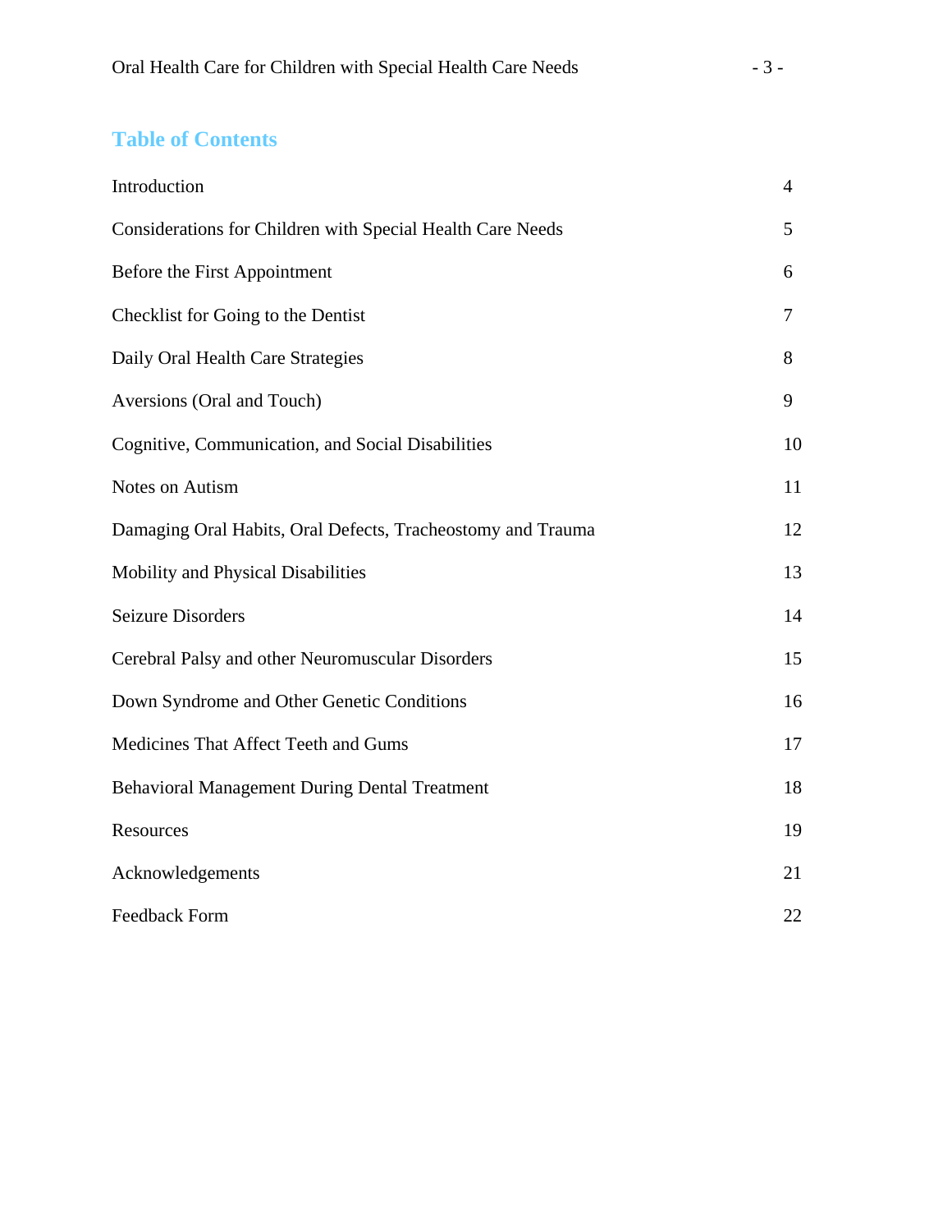## Table of Contents

| | |
|---|---|
| Introduction | 4 |
| Considerations for Children with Special Health Care Needs | 5 |
| Before the First Appointment | 6 |
| Checklist for Going to the Dentist | 7 |
| Daily Oral Health Care Strategies | 8 |
| Aversions (Oral and Touch) | 9 |
| Cognitive, Communication, and Social Disabilities | 10 |
| Notes on Autism | 11 |
| Damaging Oral Habits, Oral Defects, Tracheostomy and Trauma | 12 |
| Mobility and Physical Disabilities | 13 |
| Seizure Disorders | 14 |
| Cerebral Palsy and other Neuromuscular Disorders | 15 |
| Down Syndrome and Other Genetic Conditions | 16 |
| Medicines That Affect Teeth and Gums | 17 |
| Behavioral Management During Dental Treatment | 18 |
| Resources | 19 |
| Acknowledgements | 21 |
| Feedback Form | 22 |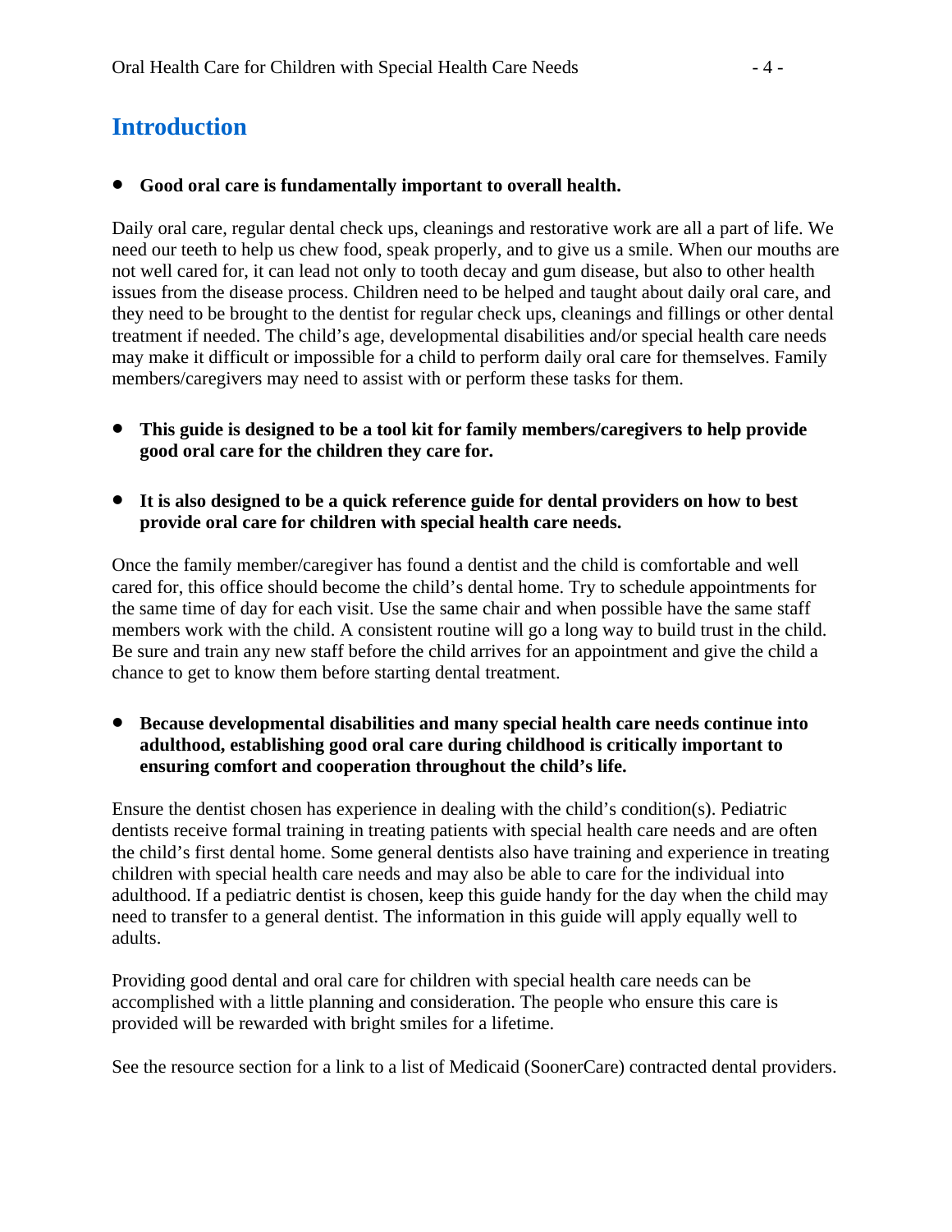# Introduction

- **Good oral care is fundamentally important to overall health.**

Daily oral care, regular dental check ups, cleanings and restorative work are all a part of life. We need our teeth to help us chew food, speak properly, and to give us a smile. When our mouths are not well cared for, it can lead not only to tooth decay and gum disease, but also to other health issues from the disease process. Children need to be helped and taught about daily oral care, and they need to be brought to the dentist for regular check ups, cleanings and fillings or other dental treatment if needed. The child's age, developmental disabilities and/or special health care needs may make it difficult or impossible for a child to perform daily oral care for themselves. Family members/caregivers may need to assist with or perform these tasks for them.

- **This guide is designed to be a tool kit for family members/caregivers to help provide good oral care for the children they care for.**

- **It is also designed to be a quick reference guide for dental providers on how to best provide oral care for children with special health care needs.**

Once the family member/caregiver has found a dentist and the child is comfortable and well cared for, this office should become the child's dental home. Try to schedule appointments for the same time of day for each visit. Use the same chair and when possible have the same staff members work with the child. A consistent routine will go a long way to build trust in the child. Be sure and train any new staff before the child arrives for an appointment and give the child a chance to get to know them before starting dental treatment.

- **Because developmental disabilities and many special health care needs continue into adulthood, establishing good oral care during childhood is critically important to ensuring comfort and cooperation throughout the child's life.**

Ensure the dentist chosen has experience in dealing with the child's condition(s). Pediatric dentists receive formal training in treating patients with special health care needs and are often the child's first dental home. Some general dentists also have training and experience in treating children with special health care needs and may also be able to care for the individual into adulthood. If a pediatric dentist is chosen, keep this guide handy for the day when the child may need to transfer to a general dentist. The information in this guide will apply equally well to adults.

Providing good dental and oral care for children with special health care needs can be accomplished with a little planning and consideration. The people who ensure this care is provided will be rewarded with bright smiles for a lifetime.

See the resource section for a link to a list of Medicaid (SoonerCare) contracted dental providers.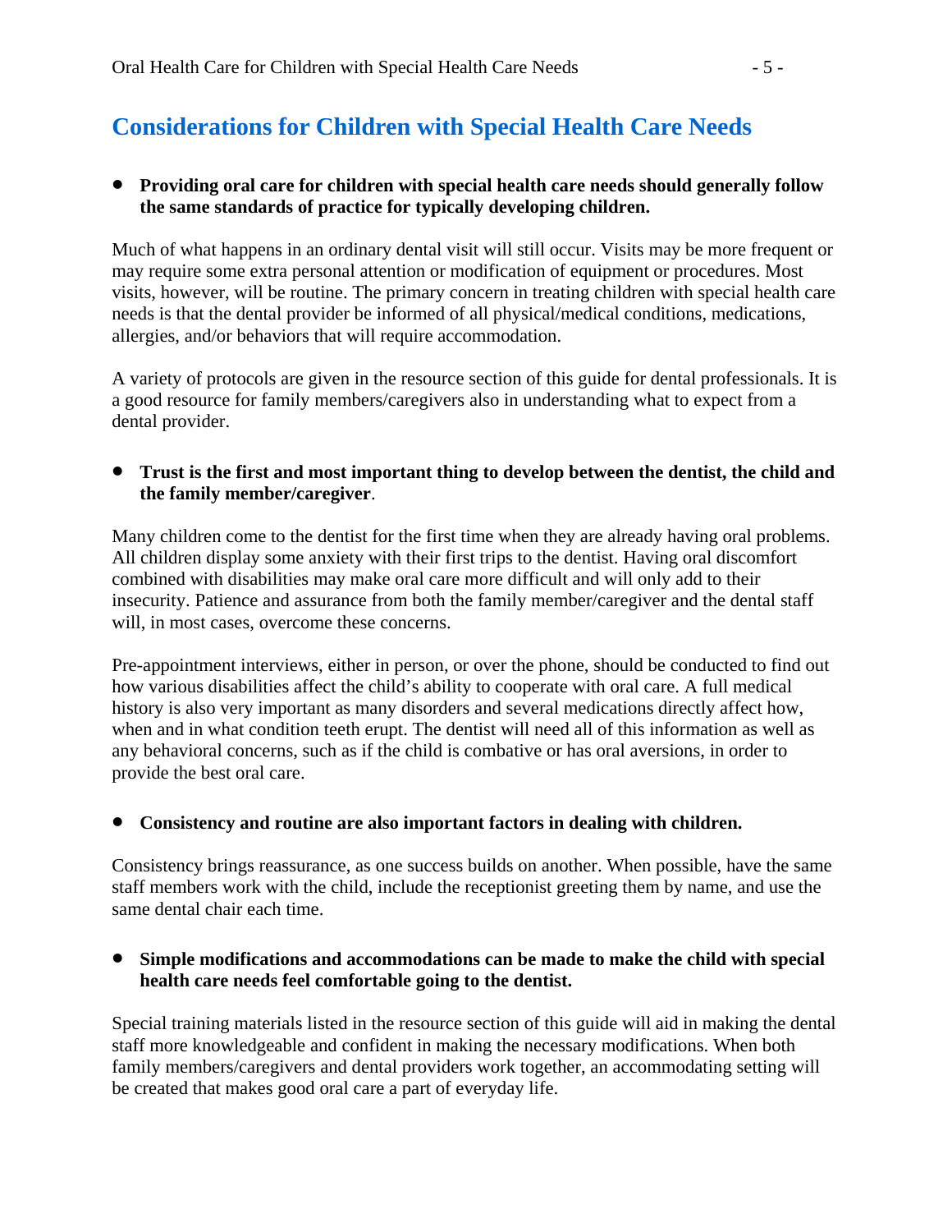## Considerations for Children with Special Health Care Needs

- **Providing oral care for children with special health care needs should generally follow the same standards of practice for typically developing children.**

Much of what happens in an ordinary dental visit will still occur. Visits may be more frequent or may require some extra personal attention or modification of equipment or procedures. Most visits, however, will be routine. The primary concern in treating children with special health care needs is that the dental provider be informed of all physical/medical conditions, medications, allergies, and/or behaviors that will require accommodation.

A variety of protocols are given in the resource section of this guide for dental professionals. It is a good resource for family members/caregivers also in understanding what to expect from a dental provider.

- **Trust is the first and most important thing to develop between the dentist, the child and the family member/caregiver**.

Many children come to the dentist for the first time when they are already having oral problems. All children display some anxiety with their first trips to the dentist. Having oral discomfort combined with disabilities may make oral care more difficult and will only add to their insecurity. Patience and assurance from both the family member/caregiver and the dental staff will, in most cases, overcome these concerns.

Pre-appointment interviews, either in person, or over the phone, should be conducted to find out how various disabilities affect the child's ability to cooperate with oral care. A full medical history is also very important as many disorders and several medications directly affect how, when and in what condition teeth erupt. The dentist will need all of this information as well as any behavioral concerns, such as if the child is combative or has oral aversions, in order to provide the best oral care.

- **Consistency and routine are also important factors in dealing with children.**

Consistency brings reassurance, as one success builds on another. When possible, have the same staff members work with the child, include the receptionist greeting them by name, and use the same dental chair each time.

- **Simple modifications and accommodations can be made to make the child with special health care needs feel comfortable going to the dentist.**

Special training materials listed in the resource section of this guide will aid in making the dental staff more knowledgeable and confident in making the necessary modifications. When both family members/caregivers and dental providers work together, an accommodating setting will be created that makes good oral care a part of everyday life.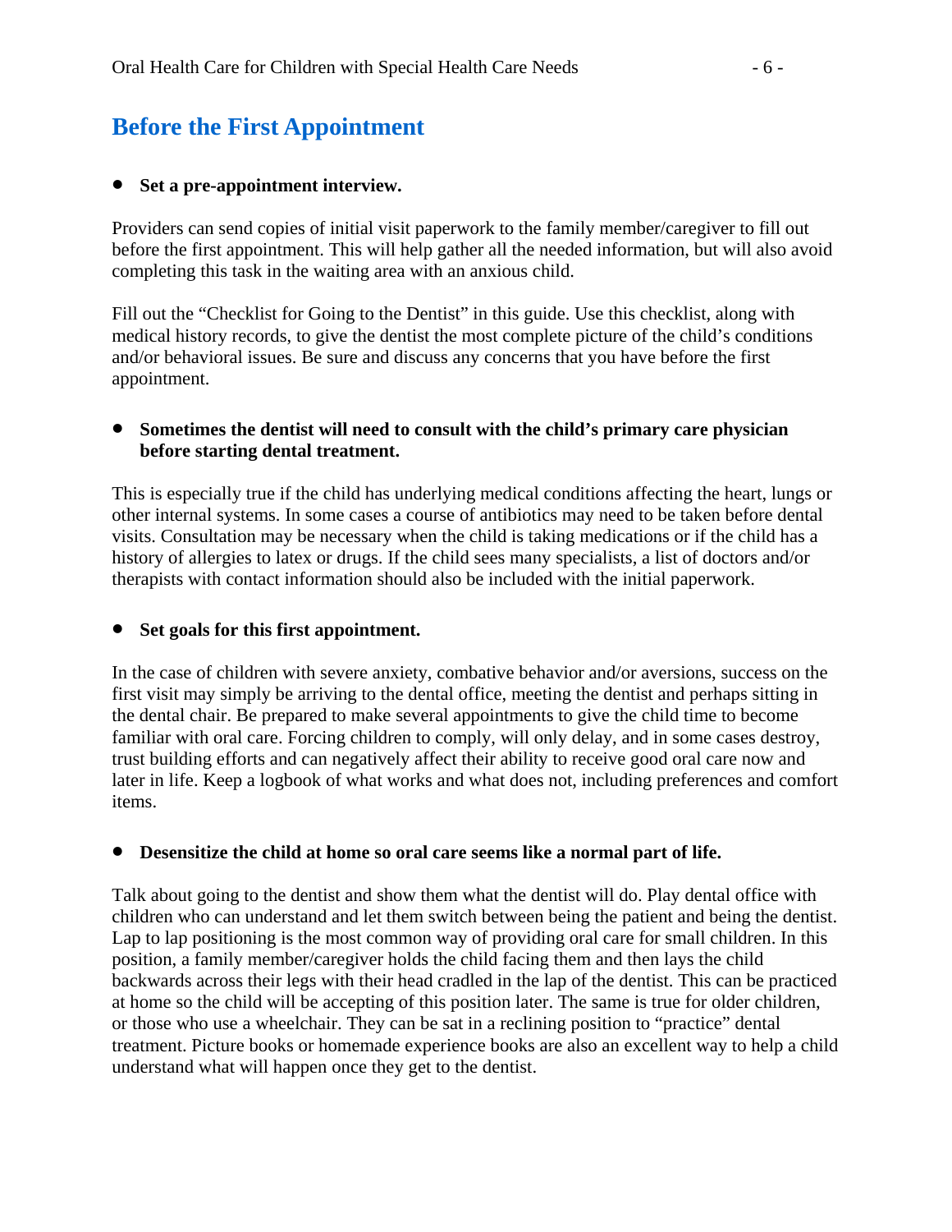## Before the First Appointment

- **Set a pre-appointment interview.**

Providers can send copies of initial visit paperwork to the family member/caregiver to fill out before the first appointment. This will help gather all the needed information, but will also avoid completing this task in the waiting area with an anxious child.

Fill out the "Checklist for Going to the Dentist" in this guide. Use this checklist, along with medical history records, to give the dentist the most complete picture of the child's conditions and/or behavioral issues. Be sure and discuss any concerns that you have before the first appointment.

- **Sometimes the dentist will need to consult with the child's primary care physician before starting dental treatment.**

This is especially true if the child has underlying medical conditions affecting the heart, lungs or other internal systems. In some cases a course of antibiotics may need to be taken before dental visits. Consultation may be necessary when the child is taking medications or if the child has a history of allergies to latex or drugs. If the child sees many specialists, a list of doctors and/or therapists with contact information should also be included with the initial paperwork.

- **Set goals for this first appointment.**

In the case of children with severe anxiety, combative behavior and/or aversions, success on the first visit may simply be arriving to the dental office, meeting the dentist and perhaps sitting in the dental chair. Be prepared to make several appointments to give the child time to become familiar with oral care. Forcing children to comply, will only delay, and in some cases destroy, trust building efforts and can negatively affect their ability to receive good oral care now and later in life. Keep a logbook of what works and what does not, including preferences and comfort items.

- **Desensitize the child at home so oral care seems like a normal part of life.**

Talk about going to the dentist and show them what the dentist will do. Play dental office with children who can understand and let them switch between being the patient and being the dentist. Lap to lap positioning is the most common way of providing oral care for small children. In this position, a family member/caregiver holds the child facing them and then lays the child backwards across their legs with their head cradled in the lap of the dentist. This can be practiced at home so the child will be accepting of this position later. The same is true for older children, or those who use a wheelchair. They can be sat in a reclining position to "practice" dental treatment. Picture books or homemade experience books are also an excellent way to help a child understand what will happen once they get to the dentist.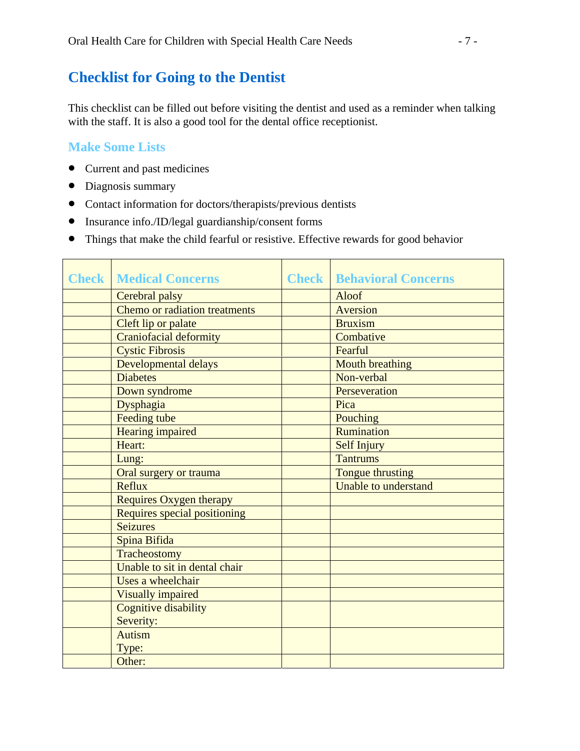## Checklist for Going to the Dentist

This checklist can be filled out before visiting the dentist and used as a reminder when talking with the staff. It is also a good tool for the dental office receptionist.

### Make Some Lists

- Current and past medicines
- Diagnosis summary
- Contact information for doctors/therapists/previous dentists
- Insurance info./ID/legal guardianship/consent forms
- Things that make the child fearful or resistive. Effective rewards for good behavior

| Check | Medical Concerns | Check | Behavioral Concerns |
|---|---|---|---|
| | Cerebral palsy | | Aloof |
| | Chemo or radiation treatments | | Aversion |
| | Cleft lip or palate | | Bruxism |
| | Craniofacial deformity | | Combative |
| | Cystic Fibrosis | | Fearful |
| | Developmental delays | | Mouth breathing |
| | Diabetes | | Non-verbal |
| | Down syndrome | | Perseveration |
| | Dysphagia | | Pica |
| | Feeding tube | | Pouching |
| | Hearing impaired | | Rumination |
| | Heart: | | Self Injury |
| | Lung: | | Tantrums |
| | Oral surgery or trauma | | Tongue thrusting |
| | Reflux | | Unable to understand |
| | Requires Oxygen therapy | | |
| | Requires special positioning | | |
| | Seizures | | |
| | Spina Bifida | | |
| | Tracheostomy | | |
| | Unable to sit in dental chair | | |
| | Uses a wheelchair | | |
| | Visually impaired | | |
| | Cognitive disability Severity: | | |
| | Autism Type: | | |
| | Other: | | |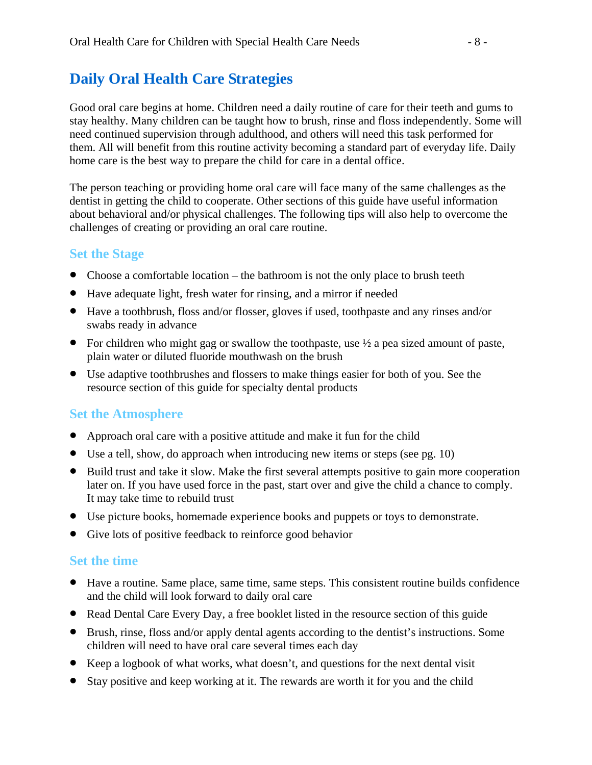## Daily Oral Health Care Strategies

Good oral care begins at home. Children need a daily routine of care for their teeth and gums to stay healthy. Many children can be taught how to brush, rinse and floss independently. Some will need continued supervision through adulthood, and others will need this task performed for them. All will benefit from this routine activity becoming a standard part of everyday life. Daily home care is the best way to prepare the child for care in a dental office.

The person teaching or providing home oral care will face many of the same challenges as the dentist in getting the child to cooperate. Other sections of this guide have useful information about behavioral and/or physical challenges. The following tips will also help to overcome the challenges of creating or providing an oral care routine.

### Set the Stage

- Choose a comfortable location – the bathroom is not the only place to brush teeth
- Have adequate light, fresh water for rinsing, and a mirror if needed
- Have a toothbrush, floss and/or flosser, gloves if used, toothpaste and any rinses and/or swabs ready in advance
- For children who might gag or swallow the toothpaste, use ½ a pea sized amount of paste, plain water or diluted fluoride mouthwash on the brush
- Use adaptive toothbrushes and flossers to make things easier for both of you. See the resource section of this guide for specialty dental products

### Set the Atmosphere

- Approach oral care with a positive attitude and make it fun for the child
- Use a tell, show, do approach when introducing new items or steps (see pg. 10)
- Build trust and take it slow. Make the first several attempts positive to gain more cooperation later on. If you have used force in the past, start over and give the child a chance to comply. It may take time to rebuild trust
- Use picture books, homemade experience books and puppets or toys to demonstrate.
- Give lots of positive feedback to reinforce good behavior

### Set the time

- Have a routine. Same place, same time, same steps. This consistent routine builds confidence and the child will look forward to daily oral care
- Read Dental Care Every Day, a free booklet listed in the resource section of this guide
- Brush, rinse, floss and/or apply dental agents according to the dentist's instructions. Some children will need to have oral care several times each day
- Keep a logbook of what works, what doesn't, and questions for the next dental visit
- Stay positive and keep working at it. The rewards are worth it for you and the child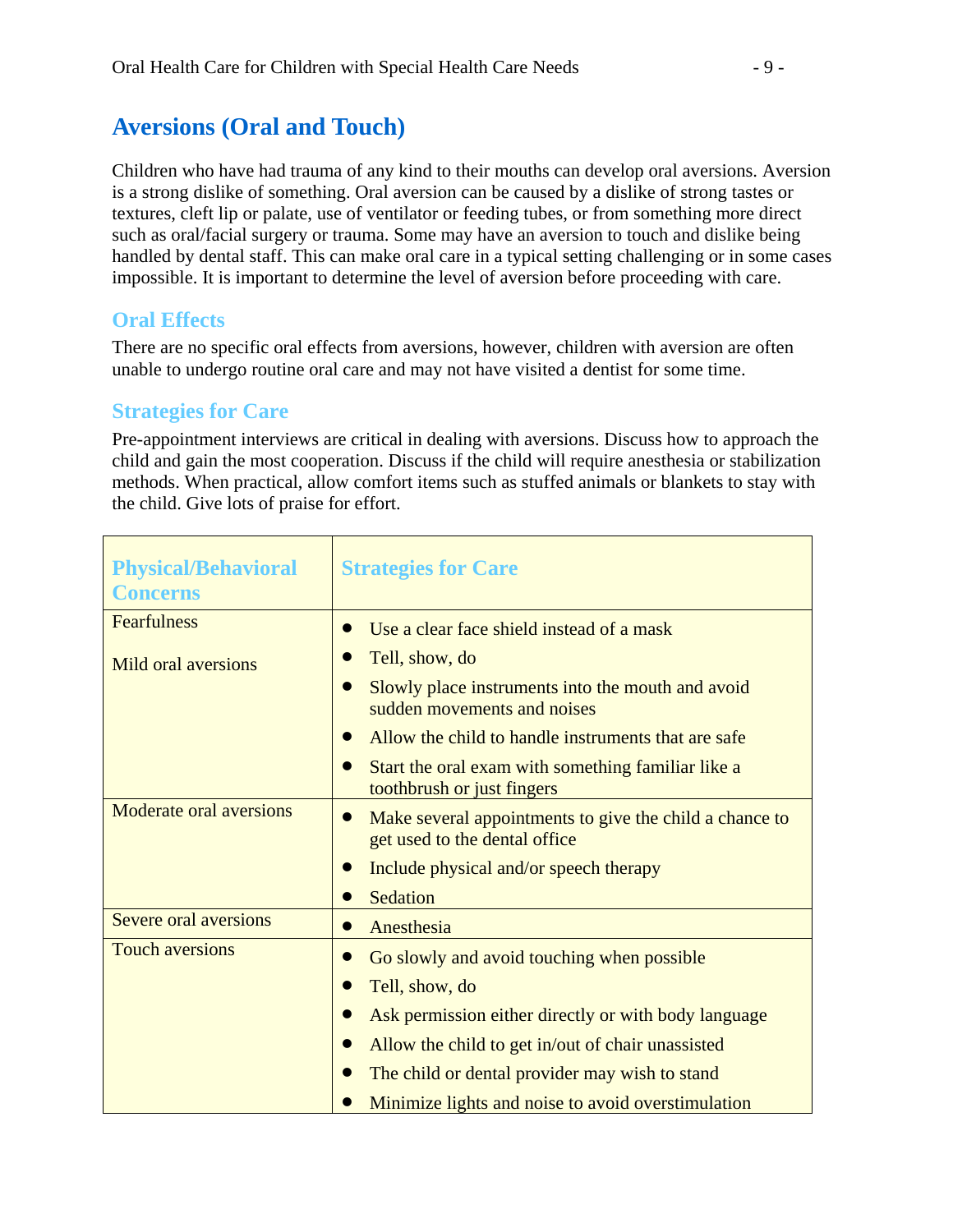## Aversions (Oral and Touch)

Children who have had trauma of any kind to their mouths can develop oral aversions. Aversion is a strong dislike of something. Oral aversion can be caused by a dislike of strong tastes or textures, cleft lip or palate, use of ventilator or feeding tubes, or from something more direct such as oral/facial surgery or trauma. Some may have an aversion to touch and dislike being handled by dental staff. This can make oral care in a typical setting challenging or in some cases impossible. It is important to determine the level of aversion before proceeding with care.

### Oral Effects

There are no specific oral effects from aversions, however, children with aversion are often unable to undergo routine oral care and may not have visited a dentist for some time.

### Strategies for Care

Pre-appointment interviews are critical in dealing with aversions. Discuss how to approach the child and gain the most cooperation. Discuss if the child will require anesthesia or stabilization methods. When practical, allow comfort items such as stuffed animals or blankets to stay with the child. Give lots of praise for effort.

| Physical/Behavioral Concerns | Strategies for Care |
|---|---|
| Fearfulness<br><br>Mild oral aversions | • Use a clear face shield instead of a mask<br>• Tell, show, do<br>• Slowly place instruments into the mouth and avoid sudden movements and noises<br>• Allow the child to handle instruments that are safe<br>• Start the oral exam with something familiar like a toothbrush or just fingers |
| Moderate oral aversions | • Make several appointments to give the child a chance to get used to the dental office<br>• Include physical and/or speech therapy<br>• Sedation |
| Severe oral aversions | • Anesthesia |
| Touch aversions | • Go slowly and avoid touching when possible<br>• Tell, show, do<br>• Ask permission either directly or with body language<br>• Allow the child to get in/out of chair unassisted<br>• The child or dental provider may wish to stand<br>• Minimize lights and noise to avoid overstimulation |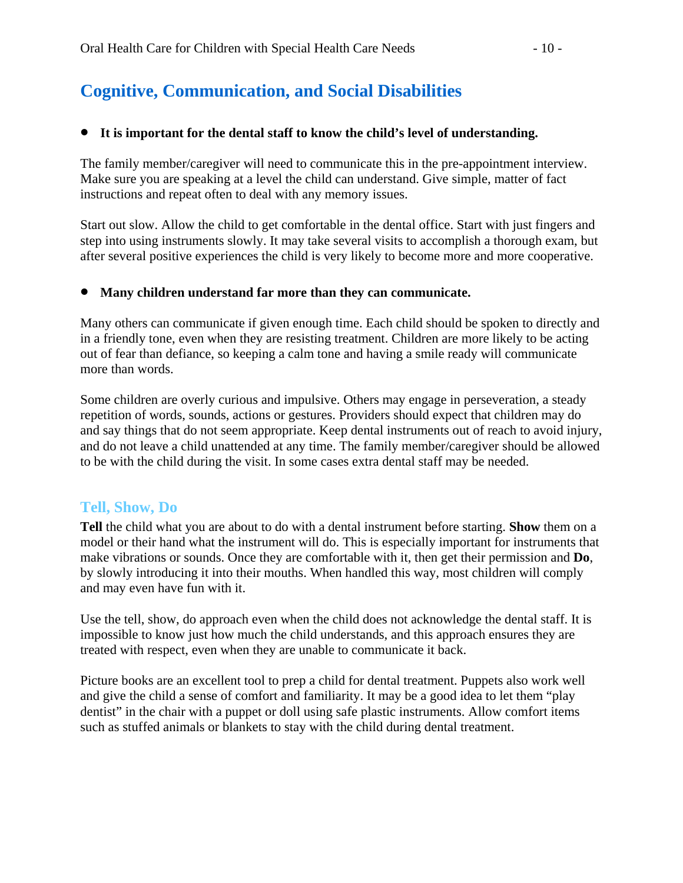## Cognitive, Communication, and Social Disabilities

- **It is important for the dental staff to know the child's level of understanding.**

The family member/caregiver will need to communicate this in the pre-appointment interview. Make sure you are speaking at a level the child can understand. Give simple, matter of fact instructions and repeat often to deal with any memory issues.

Start out slow. Allow the child to get comfortable in the dental office. Start with just fingers and step into using instruments slowly. It may take several visits to accomplish a thorough exam, but after several positive experiences the child is very likely to become more and more cooperative.

- **Many children understand far more than they can communicate.**

Many others can communicate if given enough time. Each child should be spoken to directly and in a friendly tone, even when they are resisting treatment. Children are more likely to be acting out of fear than defiance, so keeping a calm tone and having a smile ready will communicate more than words.

Some children are overly curious and impulsive. Others may engage in perseveration, a steady repetition of words, sounds, actions or gestures. Providers should expect that children may do and say things that do not seem appropriate. Keep dental instruments out of reach to avoid injury, and do not leave a child unattended at any time. The family member/caregiver should be allowed to be with the child during the visit. In some cases extra dental staff may be needed.

### Tell, Show, Do

**Tell** the child what you are about to do with a dental instrument before starting. **Show** them on a model or their hand what the instrument will do. This is especially important for instruments that make vibrations or sounds. Once they are comfortable with it, then get their permission and **Do**, by slowly introducing it into their mouths. When handled this way, most children will comply and may even have fun with it.

Use the tell, show, do approach even when the child does not acknowledge the dental staff. It is impossible to know just how much the child understands, and this approach ensures they are treated with respect, even when they are unable to communicate it back.

Picture books are an excellent tool to prep a child for dental treatment. Puppets also work well and give the child a sense of comfort and familiarity. It may be a good idea to let them "play dentist" in the chair with a puppet or doll using safe plastic instruments. Allow comfort items such as stuffed animals or blankets to stay with the child during dental treatment.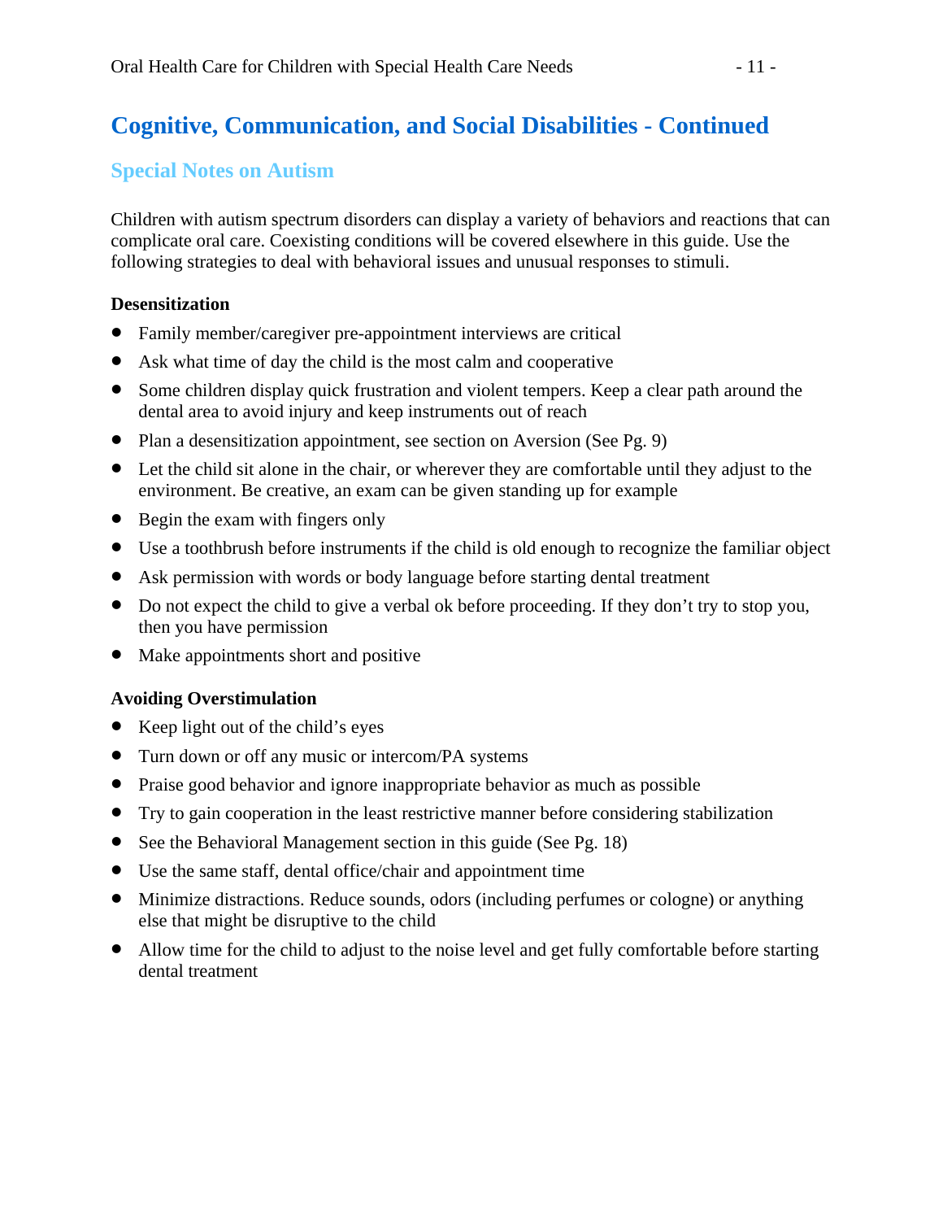## Cognitive, Communication, and Social Disabilities - Continued

### Special Notes on Autism

Children with autism spectrum disorders can display a variety of behaviors and reactions that can complicate oral care. Coexisting conditions will be covered elsewhere in this guide. Use the following strategies to deal with behavioral issues and unusual responses to stimuli.

**Desensitization**

- Family member/caregiver pre-appointment interviews are critical
- Ask what time of day the child is the most calm and cooperative
- Some children display quick frustration and violent tempers. Keep a clear path around the dental area to avoid injury and keep instruments out of reach
- Plan a desensitization appointment, see section on Aversion (See Pg. 9)
- Let the child sit alone in the chair, or wherever they are comfortable until they adjust to the environment. Be creative, an exam can be given standing up for example
- Begin the exam with fingers only
- Use a toothbrush before instruments if the child is old enough to recognize the familiar object
- Ask permission with words or body language before starting dental treatment
- Do not expect the child to give a verbal ok before proceeding. If they don't try to stop you, then you have permission
- Make appointments short and positive

**Avoiding Overstimulation**

- Keep light out of the child's eyes
- Turn down or off any music or intercom/PA systems
- Praise good behavior and ignore inappropriate behavior as much as possible
- Try to gain cooperation in the least restrictive manner before considering stabilization
- See the Behavioral Management section in this guide (See Pg. 18)
- Use the same staff, dental office/chair and appointment time
- Minimize distractions. Reduce sounds, odors (including perfumes or cologne) or anything else that might be disruptive to the child
- Allow time for the child to adjust to the noise level and get fully comfortable before starting dental treatment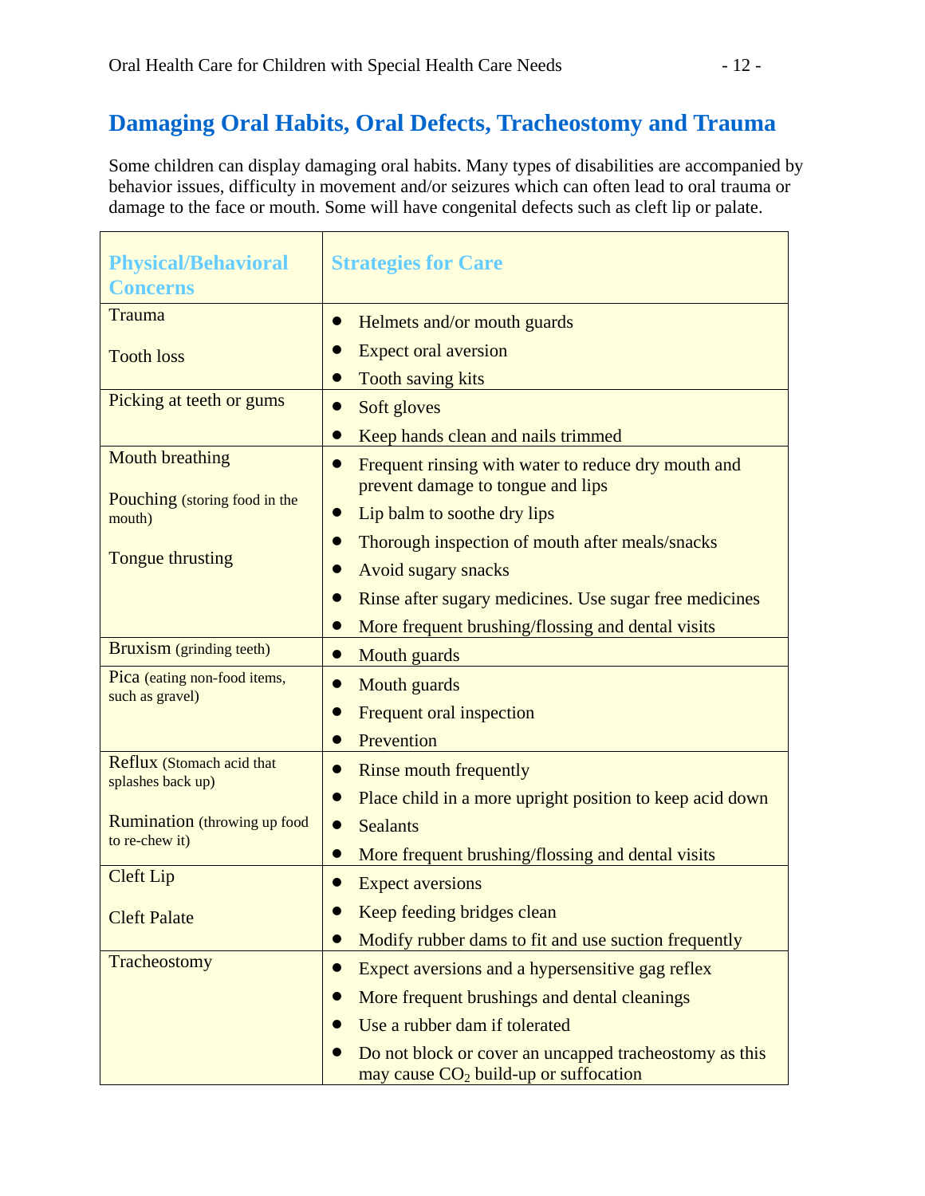## Damaging Oral Habits, Oral Defects, Tracheostomy and Trauma

Some children can display damaging oral habits. Many types of disabilities are accompanied by behavior issues, difficulty in movement and/or seizures which can often lead to oral trauma or damage to the face or mouth. Some will have congenital defects such as cleft lip or palate.

| Physical/Behavioral Concerns | Strategies for Care |
|---|---|
| Trauma<br><br>Tooth loss | • Helmets and/or mouth guards<br>• Expect oral aversion<br>• Tooth saving kits |
| Picking at teeth or gums | • Soft gloves<br>• Keep hands clean and nails trimmed |
| Mouth breathing<br><br>Pouching (storing food in the mouth)<br><br>Tongue thrusting | • Frequent rinsing with water to reduce dry mouth and prevent damage to tongue and lips<br>• Lip balm to soothe dry lips<br>• Thorough inspection of mouth after meals/snacks<br>• Avoid sugary snacks<br>• Rinse after sugary medicines. Use sugar free medicines<br>• More frequent brushing/flossing and dental visits |
| Bruxism (grinding teeth) | • Mouth guards |
| Pica (eating non-food items, such as gravel) | • Mouth guards<br>• Frequent oral inspection<br>• Prevention |
| Reflux (Stomach acid that splashes back up)<br><br>Rumination (throwing up food to re-chew it) | • Rinse mouth frequently<br>• Place child in a more upright position to keep acid down<br>• Sealants<br>• More frequent brushing/flossing and dental visits |
| Cleft Lip<br><br>Cleft Palate | • Expect aversions<br>• Keep feeding bridges clean<br>• Modify rubber dams to fit and use suction frequently |
| Tracheostomy | • Expect aversions and a hypersensitive gag reflex<br>• More frequent brushings and dental cleanings<br>• Use a rubber dam if tolerated<br>• Do not block or cover an uncapped tracheostomy as this may cause $CO_2$ build-up or suffocation |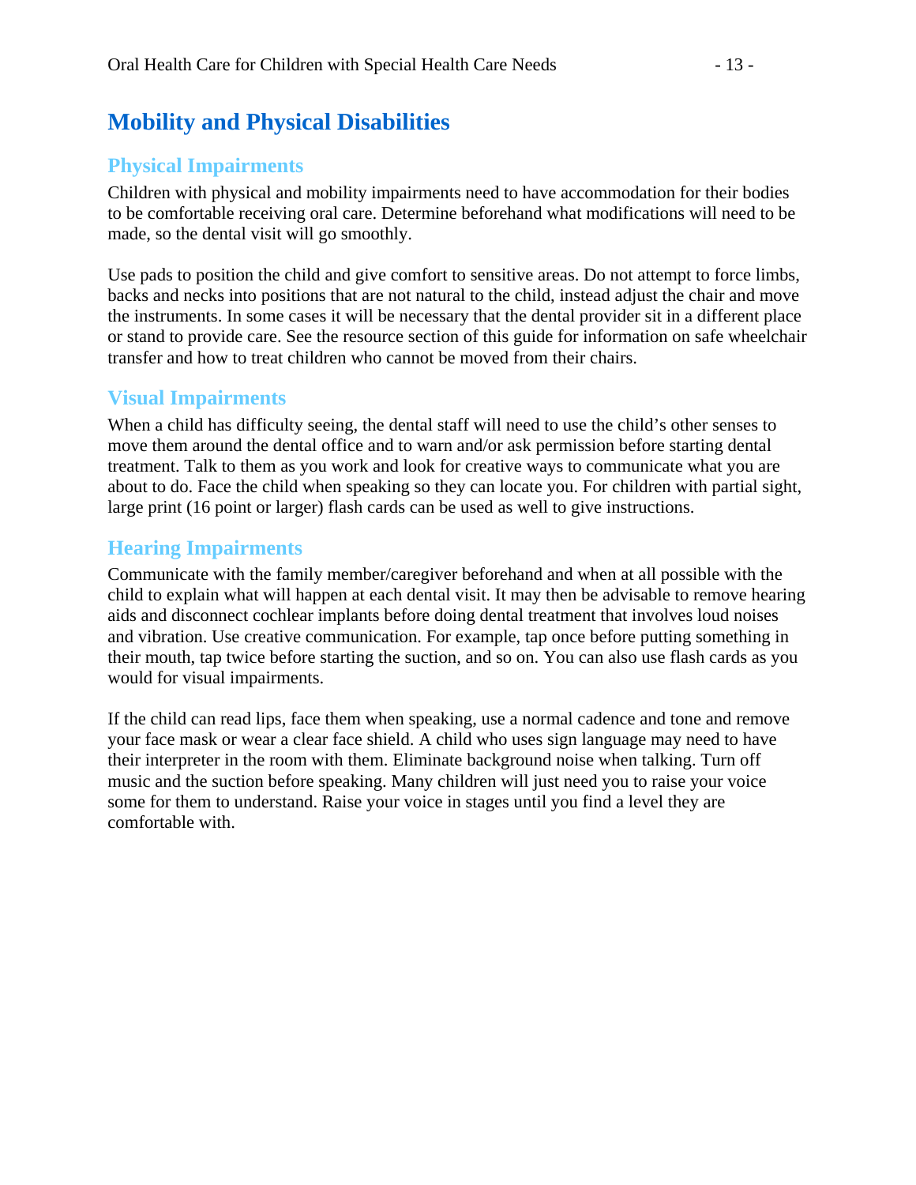# Mobility and Physical Disabilities

## Physical Impairments

Children with physical and mobility impairments need to have accommodation for their bodies to be comfortable receiving oral care. Determine beforehand what modifications will need to be made, so the dental visit will go smoothly.

Use pads to position the child and give comfort to sensitive areas. Do not attempt to force limbs, backs and necks into positions that are not natural to the child, instead adjust the chair and move the instruments. In some cases it will be necessary that the dental provider sit in a different place or stand to provide care. See the resource section of this guide for information on safe wheelchair transfer and how to treat children who cannot be moved from their chairs.

## Visual Impairments

When a child has difficulty seeing, the dental staff will need to use the child's other senses to move them around the dental office and to warn and/or ask permission before starting dental treatment. Talk to them as you work and look for creative ways to communicate what you are about to do. Face the child when speaking so they can locate you. For children with partial sight, large print (16 point or larger) flash cards can be used as well to give instructions.

## Hearing Impairments

Communicate with the family member/caregiver beforehand and when at all possible with the child to explain what will happen at each dental visit. It may then be advisable to remove hearing aids and disconnect cochlear implants before doing dental treatment that involves loud noises and vibration. Use creative communication. For example, tap once before putting something in their mouth, tap twice before starting the suction, and so on. You can also use flash cards as you would for visual impairments.

If the child can read lips, face them when speaking, use a normal cadence and tone and remove your face mask or wear a clear face shield. A child who uses sign language may need to have their interpreter in the room with them. Eliminate background noise when talking. Turn off music and the suction before speaking. Many children will just need you to raise your voice some for them to understand. Raise your voice in stages until you find a level they are comfortable with.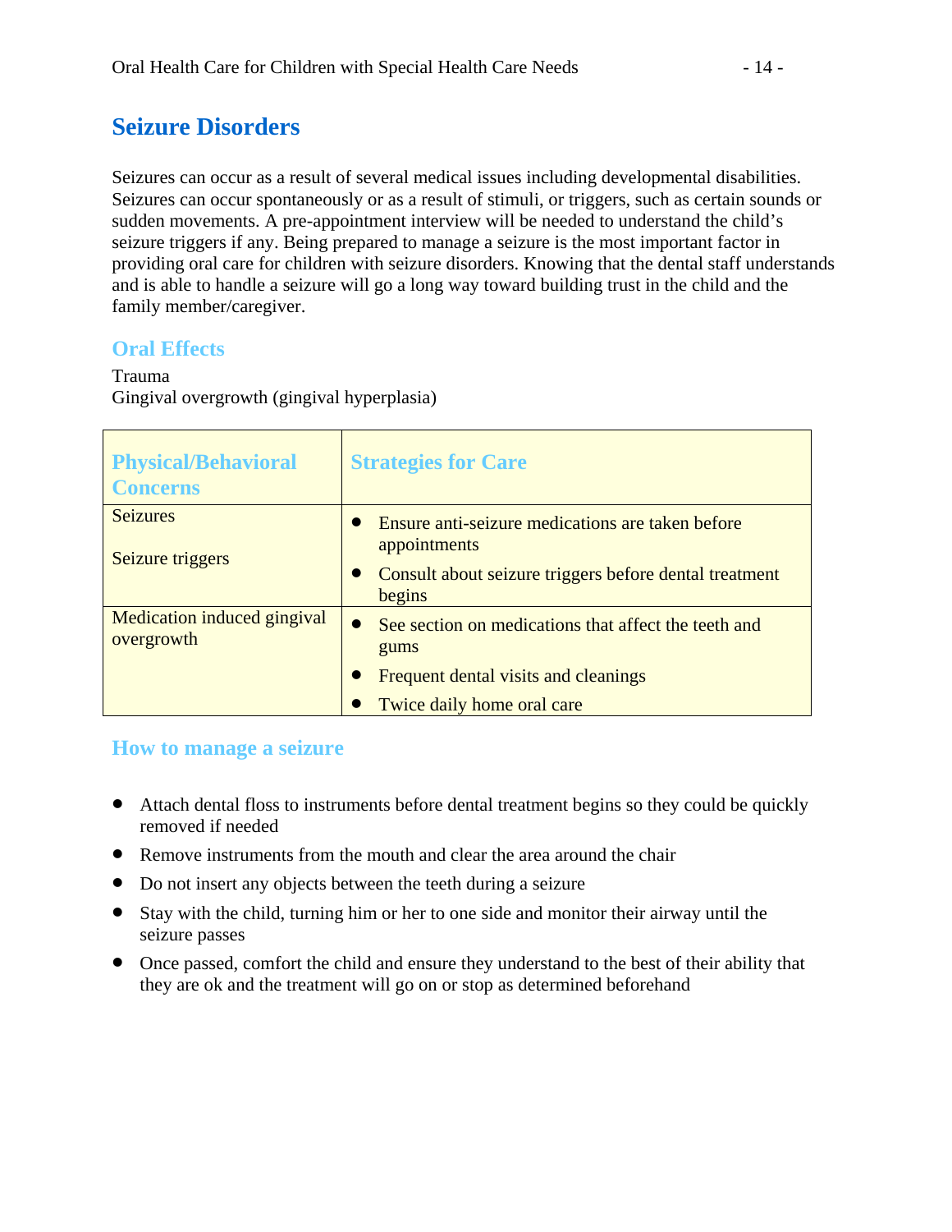## Seizure Disorders

Seizures can occur as a result of several medical issues including developmental disabilities. Seizures can occur spontaneously or as a result of stimuli, or triggers, such as certain sounds or sudden movements. A pre-appointment interview will be needed to understand the child's seizure triggers if any. Being prepared to manage a seizure is the most important factor in providing oral care for children with seizure disorders. Knowing that the dental staff understands and is able to handle a seizure will go a long way toward building trust in the child and the family member/caregiver.

### Oral Effects

Trauma
Gingival overgrowth (gingival hyperplasia)

| Physical/Behavioral Concerns | Strategies for Care |
|---|---|
| Seizures<br><br>Seizure triggers | • Ensure anti-seizure medications are taken before appointments<br>• Consult about seizure triggers before dental treatment begins |
| Medication induced gingival overgrowth | • See section on medications that affect the teeth and gums<br>• Frequent dental visits and cleanings<br>• Twice daily home oral care |

### How to manage a seizure

- Attach dental floss to instruments before dental treatment begins so they could be quickly removed if needed
- Remove instruments from the mouth and clear the area around the chair
- Do not insert any objects between the teeth during a seizure
- Stay with the child, turning him or her to one side and monitor their airway until the seizure passes
- Once passed, comfort the child and ensure they understand to the best of their ability that they are ok and the treatment will go on or stop as determined beforehand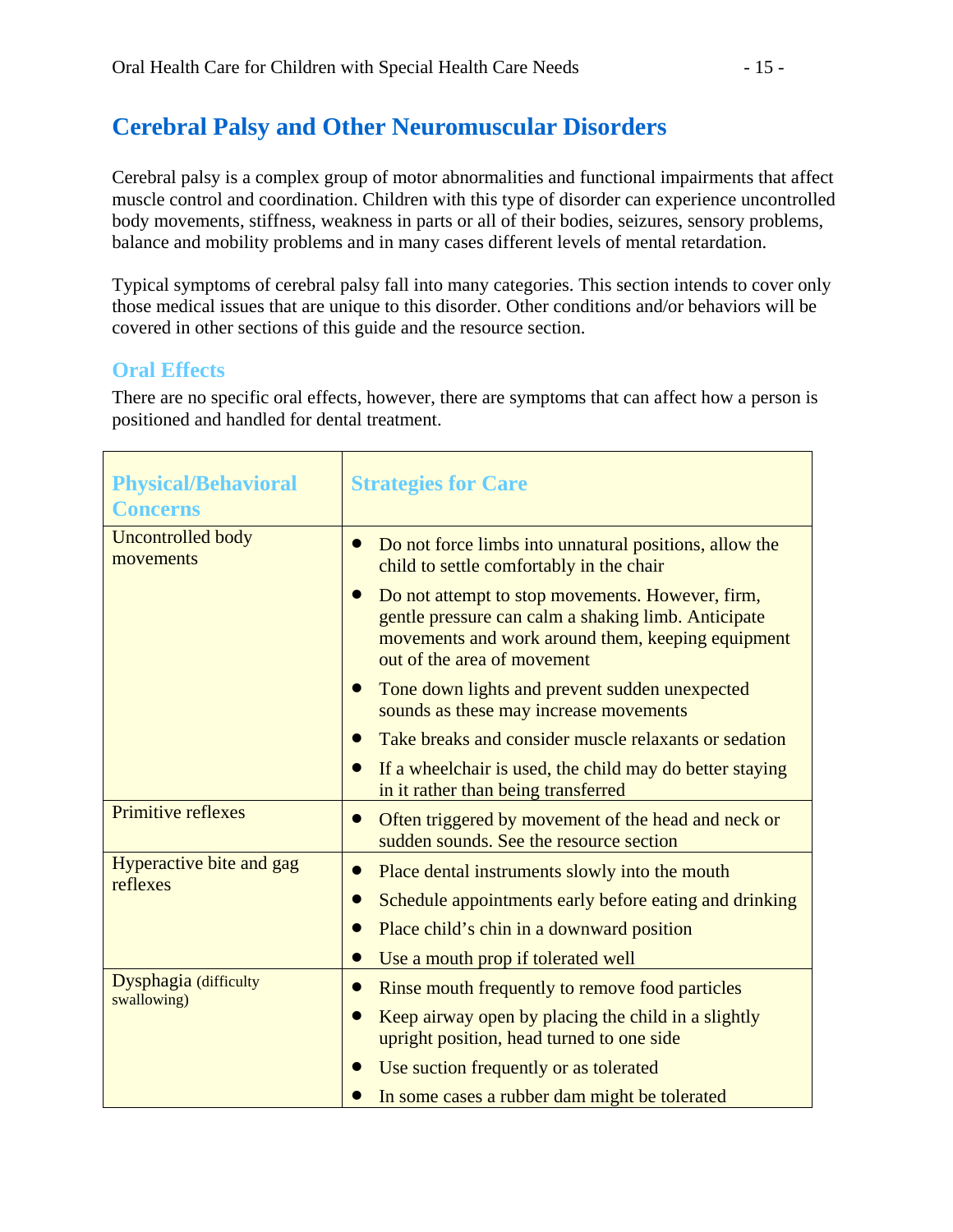## Cerebral Palsy and Other Neuromuscular Disorders

Cerebral palsy is a complex group of motor abnormalities and functional impairments that affect muscle control and coordination. Children with this type of disorder can experience uncontrolled body movements, stiffness, weakness in parts or all of their bodies, seizures, sensory problems, balance and mobility problems and in many cases different levels of mental retardation.

Typical symptoms of cerebral palsy fall into many categories. This section intends to cover only those medical issues that are unique to this disorder. Other conditions and/or behaviors will be covered in other sections of this guide and the resource section.

### Oral Effects

There are no specific oral effects, however, there are symptoms that can affect how a person is positioned and handled for dental treatment.

| Physical/Behavioral Concerns | Strategies for Care |
|---|---|
| Uncontrolled body movements | • Do not force limbs into unnatural positions, allow the child to settle comfortably in the chair<br>• Do not attempt to stop movements. However, firm, gentle pressure can calm a shaking limb. Anticipate movements and work around them, keeping equipment out of the area of movement<br>• Tone down lights and prevent sudden unexpected sounds as these may increase movements<br>• Take breaks and consider muscle relaxants or sedation<br>• If a wheelchair is used, the child may do better staying in it rather than being transferred |
| Primitive reflexes | • Often triggered by movement of the head and neck or sudden sounds. See the resource section |
| Hyperactive bite and gag reflexes | • Place dental instruments slowly into the mouth<br>• Schedule appointments early before eating and drinking<br>• Place child's chin in a downward position<br>• Use a mouth prop if tolerated well |
| Dysphagia (difficulty swallowing) | • Rinse mouth frequently to remove food particles<br>• Keep airway open by placing the child in a slightly upright position, head turned to one side<br>• Use suction frequently or as tolerated<br>• In some cases a rubber dam might be tolerated |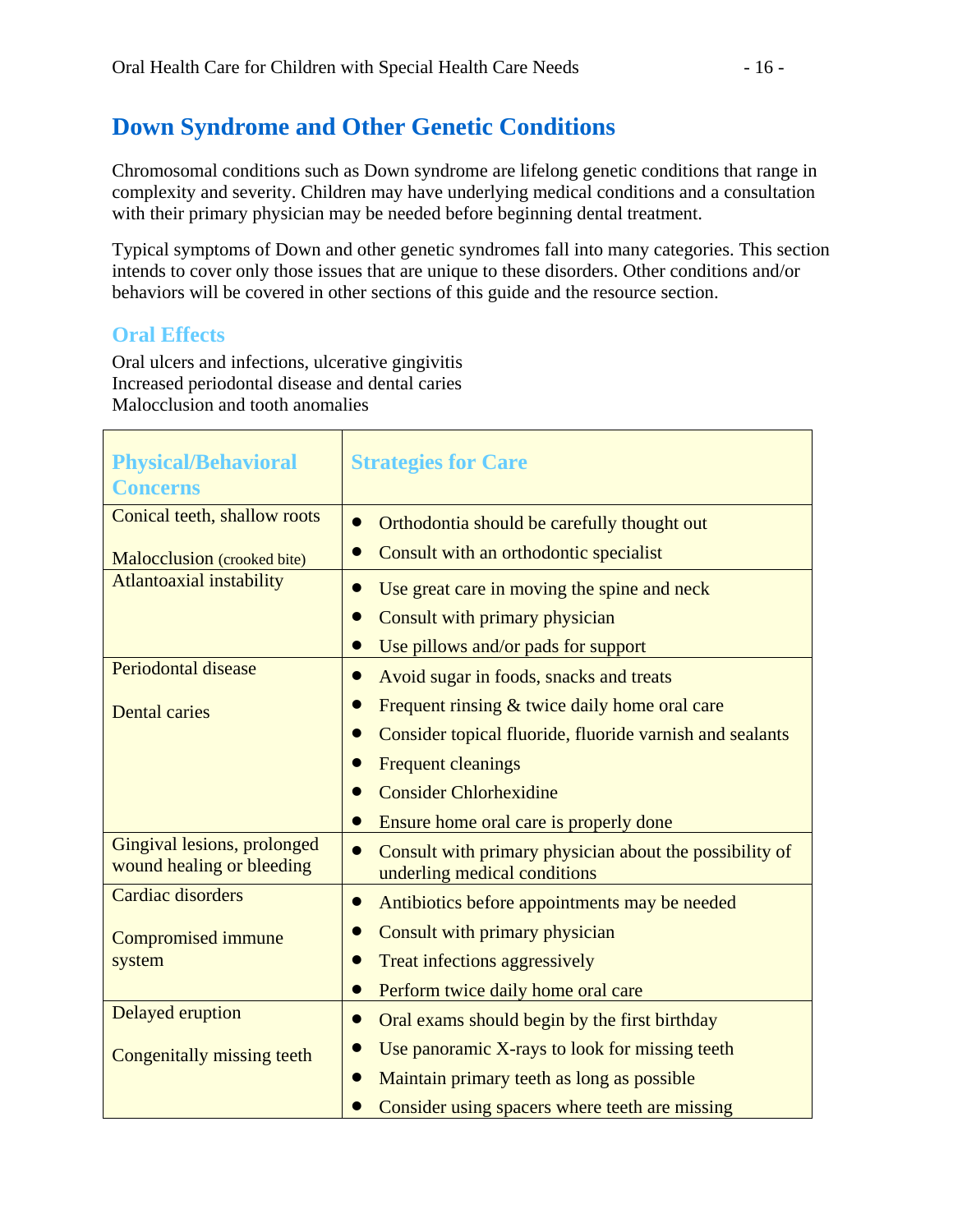## Down Syndrome and Other Genetic Conditions

Chromosomal conditions such as Down syndrome are lifelong genetic conditions that range in complexity and severity. Children may have underlying medical conditions and a consultation with their primary physician may be needed before beginning dental treatment.

Typical symptoms of Down and other genetic syndromes fall into many categories. This section intends to cover only those issues that are unique to these disorders. Other conditions and/or behaviors will be covered in other sections of this guide and the resource section.

### Oral Effects

Oral ulcers and infections, ulcerative gingivitis
Increased periodontal disease and dental caries
Malocclusion and tooth anomalies

| Physical/Behavioral Concerns | Strategies for Care |
|---|---|
| Conical teeth, shallow roots<br><br>Malocclusion (crooked bite) | • Orthodontia should be carefully thought out<br>• Consult with an orthodontic specialist |
| Atlantoaxial instability | • Use great care in moving the spine and neck<br>• Consult with primary physician<br>• Use pillows and/or pads for support |
| Periodontal disease<br><br>Dental caries | • Avoid sugar in foods, snacks and treats<br>• Frequent rinsing & twice daily home oral care<br>• Consider topical fluoride, fluoride varnish and sealants<br>• Frequent cleanings<br>• Consider Chlorhexidine<br>• Ensure home oral care is properly done |
| Gingival lesions, prolonged wound healing or bleeding | • Consult with primary physician about the possibility of underling medical conditions |
| Cardiac disorders<br><br>Compromised immune system | • Antibiotics before appointments may be needed<br>• Consult with primary physician<br>• Treat infections aggressively<br>• Perform twice daily home oral care |
| Delayed eruption<br><br>Congenitally missing teeth | • Oral exams should begin by the first birthday<br>• Use panoramic X-rays to look for missing teeth<br>• Maintain primary teeth as long as possible<br>• Consider using spacers where teeth are missing |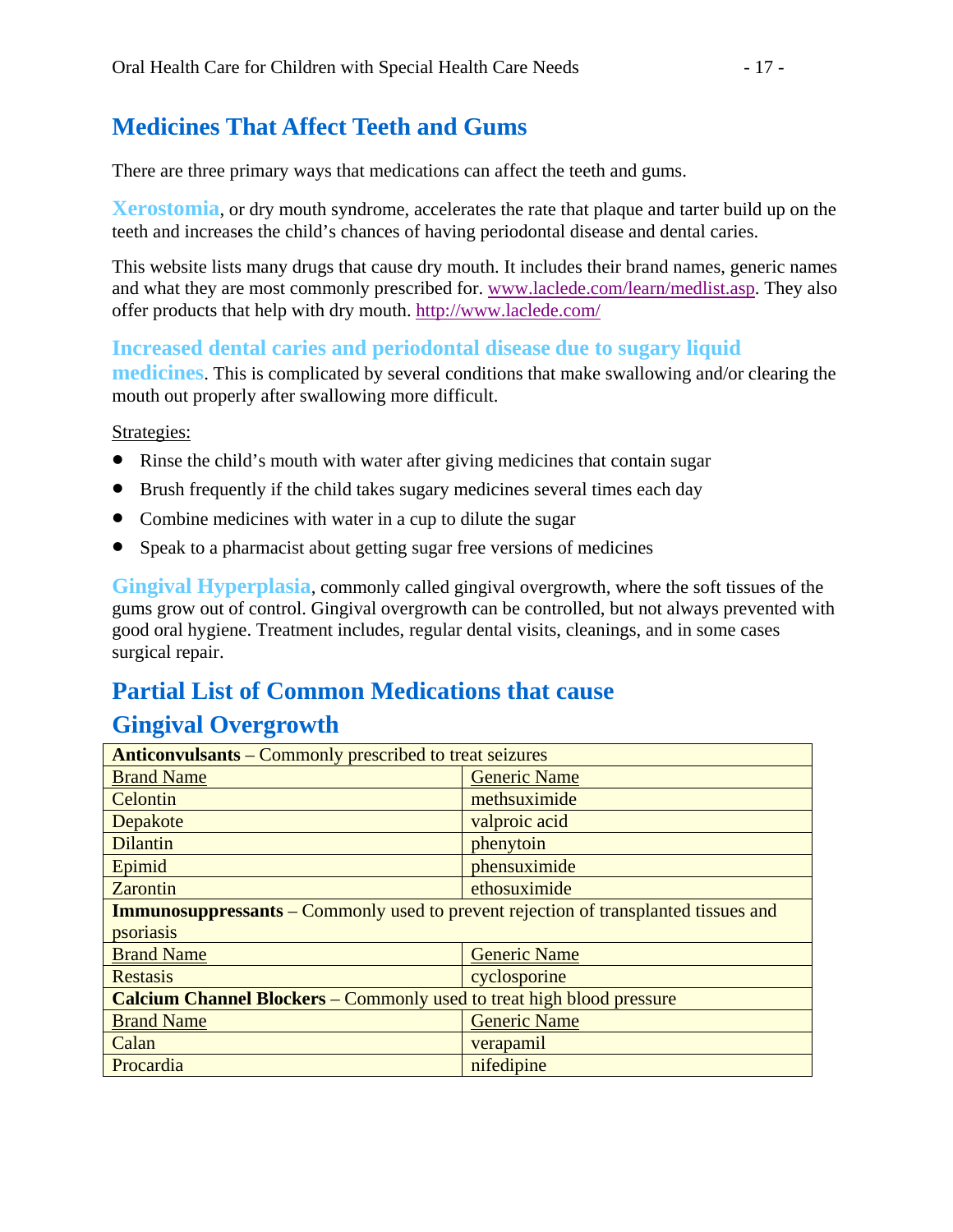## Medicines That Affect Teeth and Gums

There are three primary ways that medications can affect the teeth and gums.

**Xerostomia**, or dry mouth syndrome, accelerates the rate that plaque and tarter build up on the teeth and increases the child's chances of having periodontal disease and dental caries.

This website lists many drugs that cause dry mouth. It includes their brand names, generic names and what they are most commonly prescribed for. www.laclede.com/learn/medlist.asp. They also offer products that help with dry mouth. http://www.laclede.com/

**Increased dental caries and periodontal disease due to sugary liquid medicines**. This is complicated by several conditions that make swallowing and/or clearing the mouth out properly after swallowing more difficult.

Strategies:

- Rinse the child's mouth with water after giving medicines that contain sugar
- Brush frequently if the child takes sugary medicines several times each day
- Combine medicines with water in a cup to dilute the sugar
- Speak to a pharmacist about getting sugar free versions of medicines

**Gingival Hyperplasia**, commonly called gingival overgrowth, where the soft tissues of the gums grow out of control. Gingival overgrowth can be controlled, but not always prevented with good oral hygiene. Treatment includes, regular dental visits, cleanings, and in some cases surgical repair.

## Partial List of Common Medications that cause Gingival Overgrowth

| **Anticonvulsants** – Commonly prescribed to treat seizures | |
|---|---|
| Brand Name | Generic Name |
| Celontin | methsuximide |
| Depakote | valproic acid |
| Dilantin | phenytoin |
| Epimid | phensuximide |
| Zarontin | ethosuximide |
| **Immunosuppressants** – Commonly used to prevent rejection of transplanted tissues and psoriasis | |
| Brand Name | Generic Name |
| Restasis | cyclosporine |
| **Calcium Channel Blockers** – Commonly used to treat high blood pressure | |
| Brand Name | Generic Name |
| Calan | verapamil |
| Procardia | nifedipine |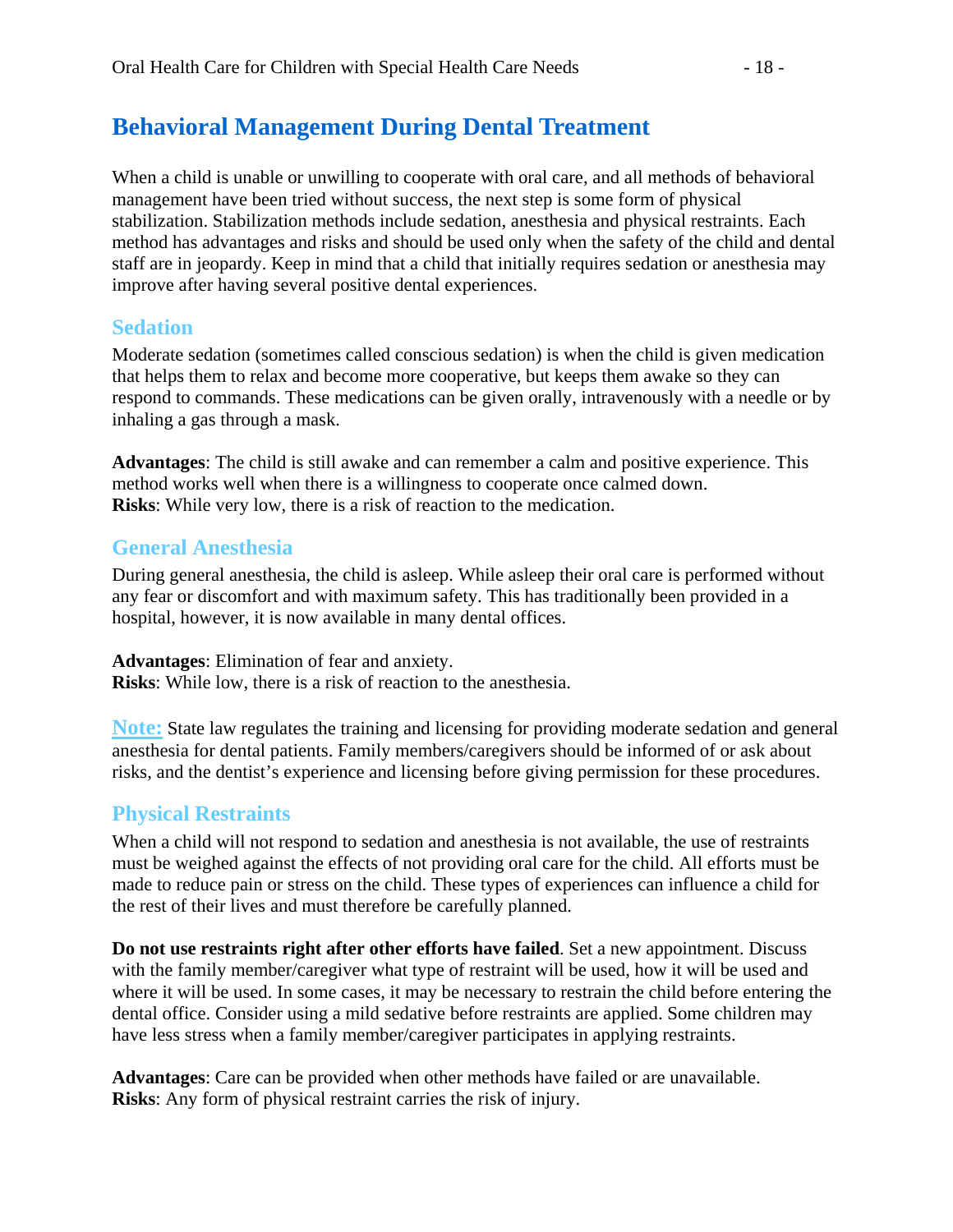## Behavioral Management During Dental Treatment

When a child is unable or unwilling to cooperate with oral care, and all methods of behavioral management have been tried without success, the next step is some form of physical stabilization. Stabilization methods include sedation, anesthesia and physical restraints. Each method has advantages and risks and should be used only when the safety of the child and dental staff are in jeopardy. Keep in mind that a child that initially requires sedation or anesthesia may improve after having several positive dental experiences.

### Sedation

Moderate sedation (sometimes called conscious sedation) is when the child is given medication that helps them to relax and become more cooperative, but keeps them awake so they can respond to commands. These medications can be given orally, intravenously with a needle or by inhaling a gas through a mask.

**Advantages**: The child is still awake and can remember a calm and positive experience. This method works well when there is a willingness to cooperate once calmed down.
**Risks**: While very low, there is a risk of reaction to the medication.

### General Anesthesia

During general anesthesia, the child is asleep. While asleep their oral care is performed without any fear or discomfort and with maximum safety. This has traditionally been provided in a hospital, however, it is now available in many dental offices.

**Advantages**: Elimination of fear and anxiety.
**Risks**: While low, there is a risk of reaction to the anesthesia.

**Note:** State law regulates the training and licensing for providing moderate sedation and general anesthesia for dental patients. Family members/caregivers should be informed of or ask about risks, and the dentist's experience and licensing before giving permission for these procedures.

### Physical Restraints

When a child will not respond to sedation and anesthesia is not available, the use of restraints must be weighed against the effects of not providing oral care for the child. All efforts must be made to reduce pain or stress on the child. These types of experiences can influence a child for the rest of their lives and must therefore be carefully planned.

**Do not use restraints right after other efforts have failed**. Set a new appointment. Discuss with the family member/caregiver what type of restraint will be used, how it will be used and where it will be used. In some cases, it may be necessary to restrain the child before entering the dental office. Consider using a mild sedative before restraints are applied. Some children may have less stress when a family member/caregiver participates in applying restraints.

**Advantages**: Care can be provided when other methods have failed or are unavailable.
**Risks**: Any form of physical restraint carries the risk of injury.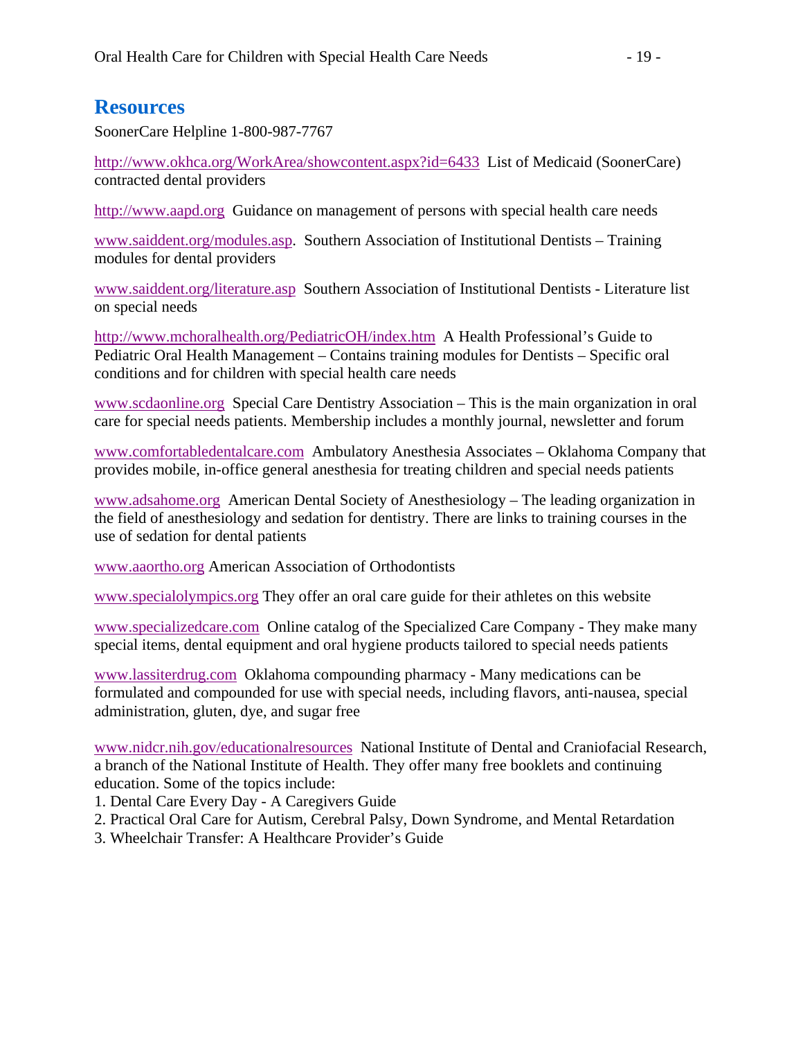## Resources

SoonerCare Helpline 1-800-987-7767

http://www.okhca.org/WorkArea/showcontent.aspx?id=6433 List of Medicaid (SoonerCare) contracted dental providers

http://www.aapd.org Guidance on management of persons with special health care needs

www.saiddent.org/modules.asp. Southern Association of Institutional Dentists – Training modules for dental providers

www.saiddent.org/literature.asp Southern Association of Institutional Dentists - Literature list on special needs

http://www.mchoralhealth.org/PediatricOH/index.htm A Health Professional's Guide to Pediatric Oral Health Management – Contains training modules for Dentists – Specific oral conditions and for children with special health care needs

www.scdaonline.org Special Care Dentistry Association – This is the main organization in oral care for special needs patients. Membership includes a monthly journal, newsletter and forum

www.comfortabledentalcare.com Ambulatory Anesthesia Associates – Oklahoma Company that provides mobile, in-office general anesthesia for treating children and special needs patients

www.adsahome.org American Dental Society of Anesthesiology – The leading organization in the field of anesthesiology and sedation for dentistry. There are links to training courses in the use of sedation for dental patients

www.aaortho.org American Association of Orthodontists

www.specialolympics.org They offer an oral care guide for their athletes on this website

www.specializedcare.com Online catalog of the Specialized Care Company - They make many special items, dental equipment and oral hygiene products tailored to special needs patients

www.lassiterdrug.com Oklahoma compounding pharmacy - Many medications can be formulated and compounded for use with special needs, including flavors, anti-nausea, special administration, gluten, dye, and sugar free

www.nidcr.nih.gov/educationalresources National Institute of Dental and Craniofacial Research, a branch of the National Institute of Health. They offer many free booklets and continuing education. Some of the topics include:

1. Dental Care Every Day - A Caregivers Guide
2. Practical Oral Care for Autism, Cerebral Palsy, Down Syndrome, and Mental Retardation
3. Wheelchair Transfer: A Healthcare Provider's Guide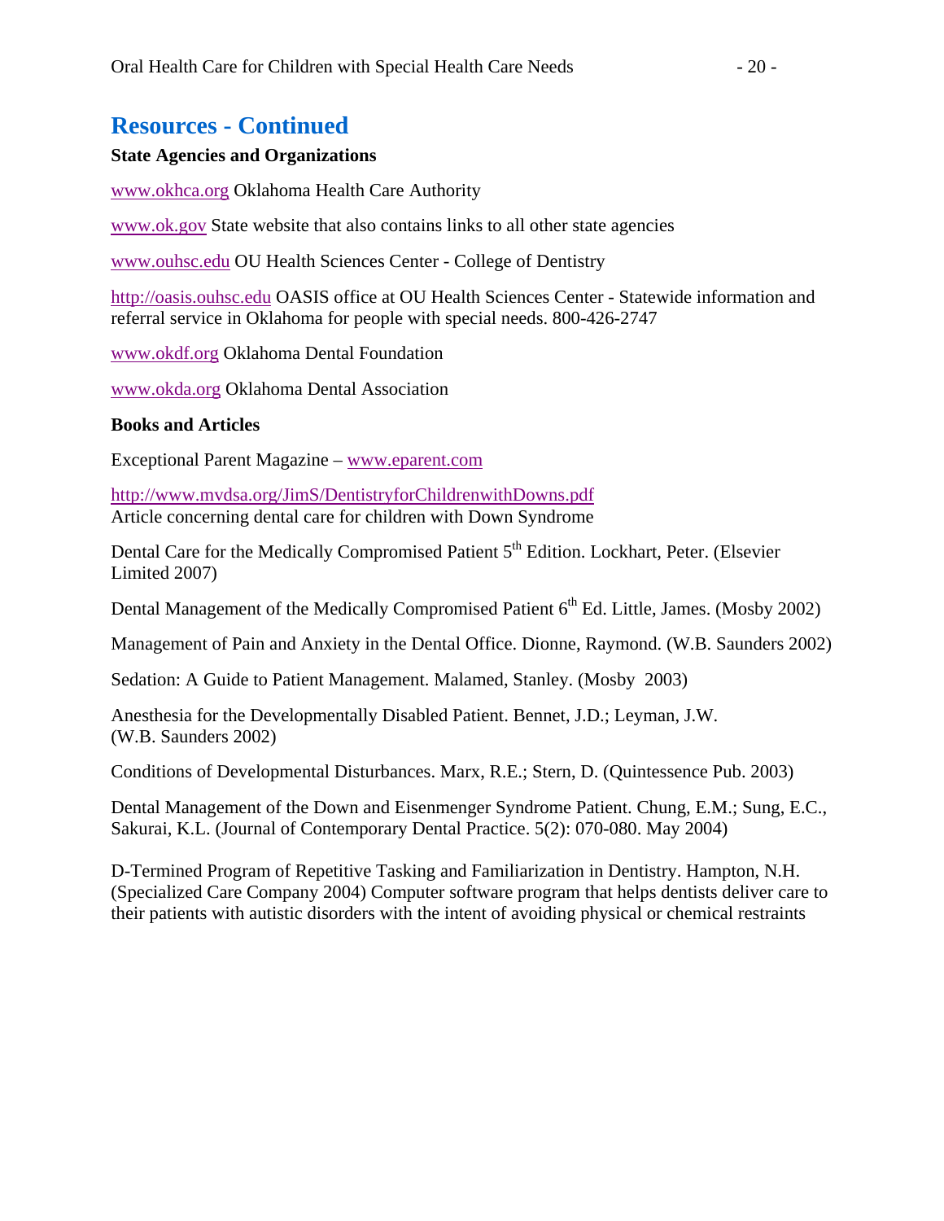## Resources - Continued

**State Agencies and Organizations**

www.okhca.org Oklahoma Health Care Authority

www.ok.gov State website that also contains links to all other state agencies

www.ouhsc.edu OU Health Sciences Center - College of Dentistry

http://oasis.ouhsc.edu OASIS office at OU Health Sciences Center - Statewide information and referral service in Oklahoma for people with special needs. 800-426-2747

www.okdf.org Oklahoma Dental Foundation

www.okda.org Oklahoma Dental Association

**Books and Articles**

Exceptional Parent Magazine – www.eparent.com

http://www.mvdsa.org/JimS/DentistryforChildrenwithDowns.pdf
Article concerning dental care for children with Down Syndrome

Dental Care for the Medically Compromised Patient 5th Edition. Lockhart, Peter. (Elsevier Limited 2007)

Dental Management of the Medically Compromised Patient 6th Ed. Little, James. (Mosby 2002)

Management of Pain and Anxiety in the Dental Office. Dionne, Raymond. (W.B. Saunders 2002)

Sedation: A Guide to Patient Management. Malamed, Stanley. (Mosby 2003)

Anesthesia for the Developmentally Disabled Patient. Bennet, J.D.; Leyman, J.W. (W.B. Saunders 2002)

Conditions of Developmental Disturbances. Marx, R.E.; Stern, D. (Quintessence Pub. 2003)

Dental Management of the Down and Eisenmenger Syndrome Patient. Chung, E.M.; Sung, E.C., Sakurai, K.L. (Journal of Contemporary Dental Practice. 5(2): 070-080. May 2004)

D-Termined Program of Repetitive Tasking and Familiarization in Dentistry. Hampton, N.H. (Specialized Care Company 2004) Computer software program that helps dentists deliver care to their patients with autistic disorders with the intent of avoiding physical or chemical restraints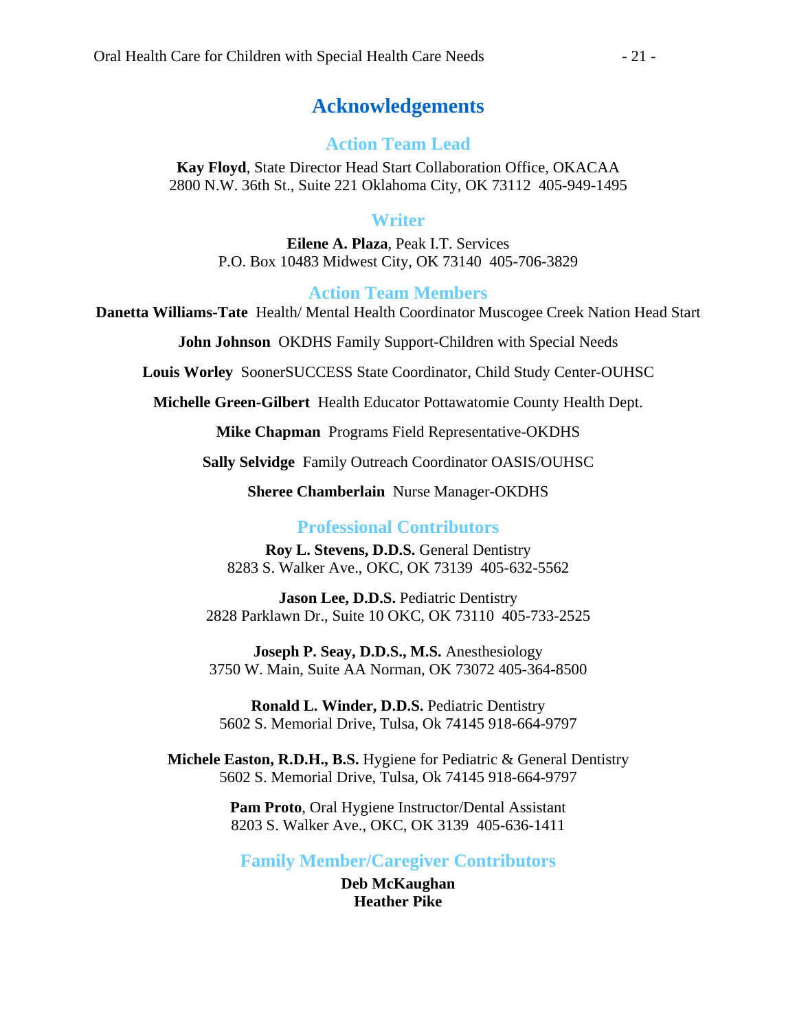# Acknowledgements

## Action Team Lead

**Kay Floyd**, State Director Head Start Collaboration Office, OKACAA
2800 N.W. 36th St., Suite 221 Oklahoma City, OK 73112 405-949-1495

## Writer

**Eilene A. Plaza**, Peak I.T. Services
P.O. Box 10483 Midwest City, OK 73140 405-706-3829

## Action Team Members

**Danetta Williams-Tate** Health/ Mental Health Coordinator Muscogee Creek Nation Head Start

**John Johnson** OKDHS Family Support-Children with Special Needs

**Louis Worley** SoonerSUCCESS State Coordinator, Child Study Center-OUHSC

**Michelle Green-Gilbert** Health Educator Pottawatomie County Health Dept.

**Mike Chapman** Programs Field Representative-OKDHS

**Sally Selvidge** Family Outreach Coordinator OASIS/OUHSC

**Sheree Chamberlain** Nurse Manager-OKDHS

## Professional Contributors

**Roy L. Stevens, D.D.S.** General Dentistry
8283 S. Walker Ave., OKC, OK 73139 405-632-5562

**Jason Lee, D.D.S.** Pediatric Dentistry
2828 Parklawn Dr., Suite 10 OKC, OK 73110 405-733-2525

**Joseph P. Seay, D.D.S., M.S.** Anesthesiology
3750 W. Main, Suite AA Norman, OK 73072 405-364-8500

**Ronald L. Winder, D.D.S.** Pediatric Dentistry
5602 S. Memorial Drive, Tulsa, Ok 74145 918-664-9797

**Michele Easton, R.D.H., B.S.** Hygiene for Pediatric & General Dentistry
5602 S. Memorial Drive, Tulsa, Ok 74145 918-664-9797

**Pam Proto**, Oral Hygiene Instructor/Dental Assistant
8203 S. Walker Ave., OKC, OK 3139 405-636-1411

## Family Member/Caregiver Contributors

**Deb McKaughan**
**Heather Pike**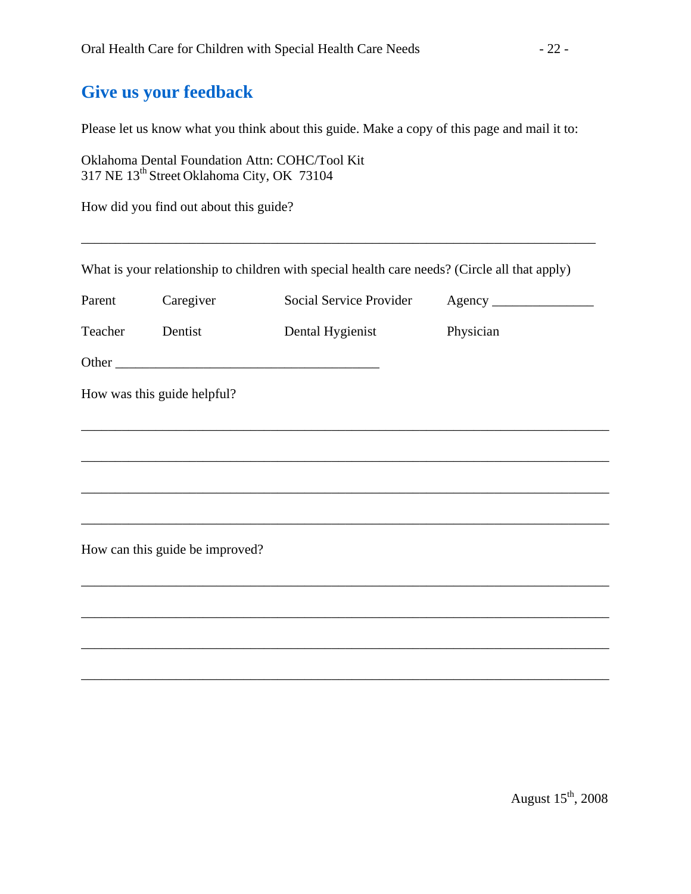## Give us your feedback

Please let us know what you think about this guide. Make a copy of this page and mail it to:

Oklahoma Dental Foundation Attn: COHC/Tool Kit
317 NE 13th Street Oklahoma City, OK 73104

How did you find out about this guide?

_______________________________________________________________________________

What is your relationship to children with special health care needs? (Circle all that apply)

| | | | |
|---|---|---|---|
| Parent | Caregiver | Social Service Provider | Agency _______________ |
| Teacher | Dentist | Dental Hygienist | Physician |

Other ________________________________________

How was this guide helpful?

_______________________________________________________________________________

_______________________________________________________________________________

_______________________________________________________________________________

_______________________________________________________________________________

How can this guide be improved?

_______________________________________________________________________________

_______________________________________________________________________________

_______________________________________________________________________________

_______________________________________________________________________________

August 15th, 2008